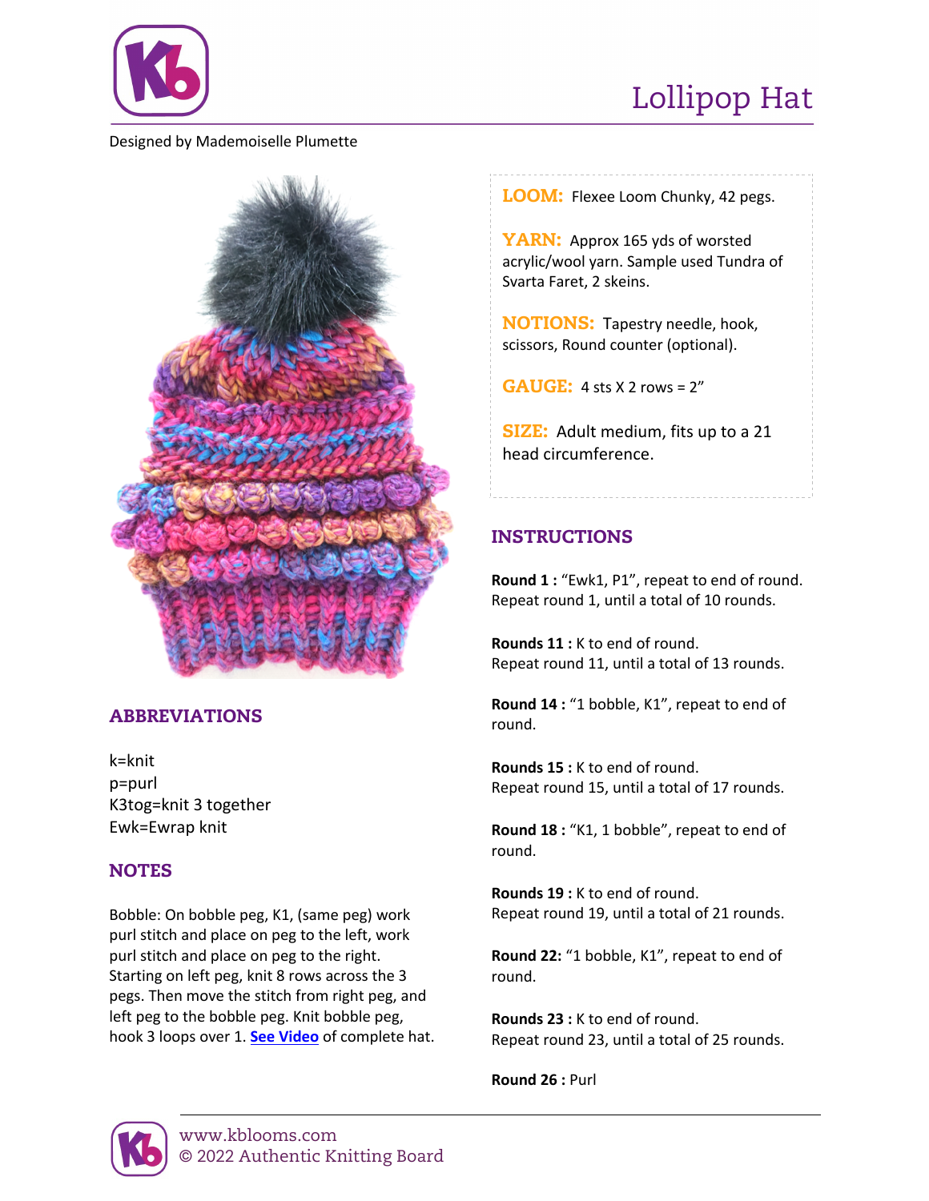# Lollipop Hat

Designed by Mademoiselle Plumette

**LOOM:** Flexee Loom Chunky, 42 pegs.

**YARN:** Approx 165 yds of worsted acrylic/wool yarn. Sample used Tundra of Svarta Faret, 2 skeins.

**NOTIONS:** Tapestry needle, hook, scissors, Round counter (optional).

**GAUGE:** 4 sts X 2 rows = 2"

**SIZE:** Adult medium, fits up to a 21 head circumference.

## ABBREVIATIONS

k=knit
p=purl
K3tog=knit 3 together
Ewk=Ewrap knit

## NOTES

Bobble: On bobble peg, K1, (same peg) work purl stitch and place on peg to the left, work purl stitch and place on peg to the right. Starting on left peg, knit 8 rows across the 3 pegs. Then move the stitch from right peg, and left peg to the bobble peg. Knit bobble peg, hook 3 loops over 1. **See Video** of complete hat.

## INSTRUCTIONS

**Round 1 :** "Ewk1, P1", repeat to end of round.
Repeat round 1, until a total of 10 rounds.

**Rounds 11 :** K to end of round.
Repeat round 11, until a total of 13 rounds.

**Round 14 :** "1 bobble, K1", repeat to end of round.

**Rounds 15 :** K to end of round.
Repeat round 15, until a total of 17 rounds.

**Round 18 :** "K1, 1 bobble", repeat to end of round.

**Rounds 19 :** K to end of round.
Repeat round 19, until a total of 21 rounds.

**Round 22:** "1 bobble, K1", repeat to end of round.

**Rounds 23 :** K to end of round.
Repeat round 23, until a total of 25 rounds.

**Round 26 :** Purl

www.kblooms.com
© 2022 Authentic Knitting Board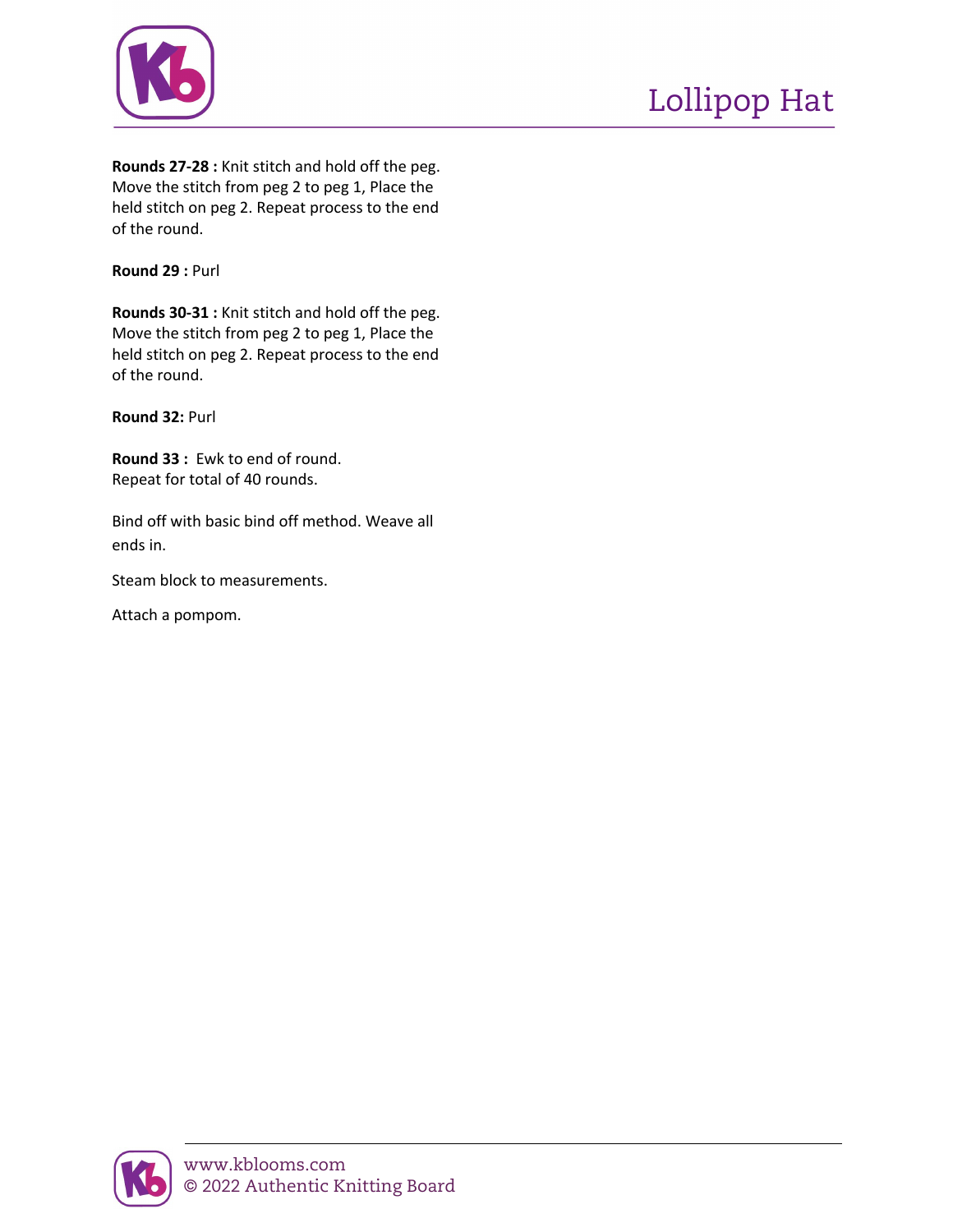**Rounds 27-28 :** Knit stitch and hold off the peg. Move the stitch from peg 2 to peg 1, Place the held stitch on peg 2. Repeat process to the end of the round.

**Round 29 :** Purl

**Rounds 30-31 :** Knit stitch and hold off the peg. Move the stitch from peg 2 to peg 1, Place the held stitch on peg 2. Repeat process to the end of the round.

**Round 32:** Purl

**Round 33 :** Ewk to end of round.
Repeat for total of 40 rounds.

Bind off with basic bind off method. Weave all ends in.

Steam block to measurements.

Attach a pompom.